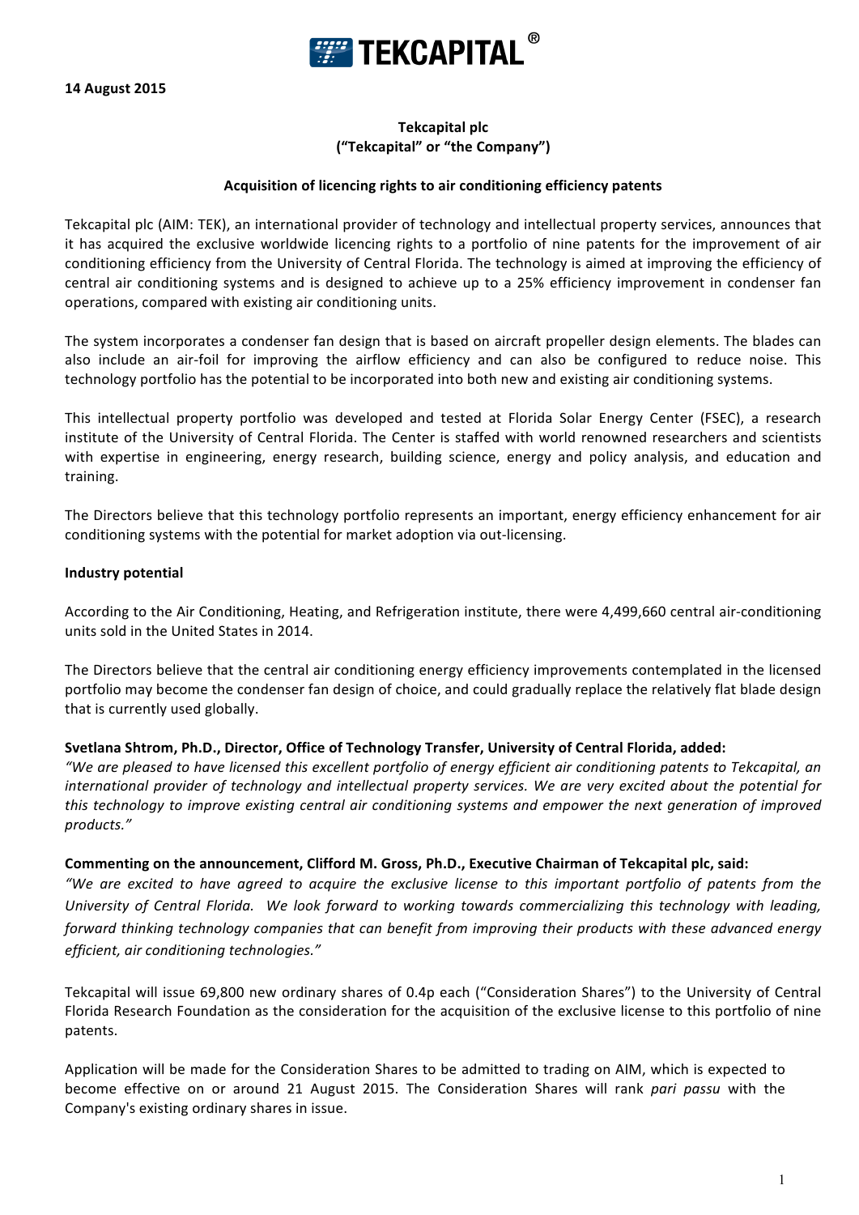TEKCAPITAL®

**14 August 2015**

**Tekcapital plc**
**("Tekcapital" or "the Company")**

**Acquisition of licencing rights to air conditioning efficiency patents**

Tekcapital plc (AIM: TEK), an international provider of technology and intellectual property services, announces that it has acquired the exclusive worldwide licencing rights to a portfolio of nine patents for the improvement of air conditioning efficiency from the University of Central Florida. The technology is aimed at improving the efficiency of central air conditioning systems and is designed to achieve up to a 25% efficiency improvement in condenser fan operations, compared with existing air conditioning units.

The system incorporates a condenser fan design that is based on aircraft propeller design elements. The blades can also include an air-foil for improving the airflow efficiency and can also be configured to reduce noise. This technology portfolio has the potential to be incorporated into both new and existing air conditioning systems.

This intellectual property portfolio was developed and tested at Florida Solar Energy Center (FSEC), a research institute of the University of Central Florida. The Center is staffed with world renowned researchers and scientists with expertise in engineering, energy research, building science, energy and policy analysis, and education and training.

The Directors believe that this technology portfolio represents an important, energy efficiency enhancement for air conditioning systems with the potential for market adoption via out-licensing.

**Industry potential**

According to the Air Conditioning, Heating, and Refrigeration institute, there were 4,499,660 central air-conditioning units sold in the United States in 2014.

The Directors believe that the central air conditioning energy efficiency improvements contemplated in the licensed portfolio may become the condenser fan design of choice, and could gradually replace the relatively flat blade design that is currently used globally.

**Svetlana Shtrom, Ph.D., Director, Office of Technology Transfer, University of Central Florida, added:**
*"We are pleased to have licensed this excellent portfolio of energy efficient air conditioning patents to Tekcapital, an international provider of technology and intellectual property services. We are very excited about the potential for this technology to improve existing central air conditioning systems and empower the next generation of improved products."*

**Commenting on the announcement, Clifford M. Gross, Ph.D., Executive Chairman of Tekcapital plc, said:**
*"We are excited to have agreed to acquire the exclusive license to this important portfolio of patents from the University of Central Florida. We look forward to working towards commercializing this technology with leading, forward thinking technology companies that can benefit from improving their products with these advanced energy efficient, air conditioning technologies."*

Tekcapital will issue 69,800 new ordinary shares of 0.4p each ("Consideration Shares") to the University of Central Florida Research Foundation as the consideration for the acquisition of the exclusive license to this portfolio of nine patents.

Application will be made for the Consideration Shares to be admitted to trading on AIM, which is expected to become effective on or around 21 August 2015. The Consideration Shares will rank *pari passu* with the Company's existing ordinary shares in issue.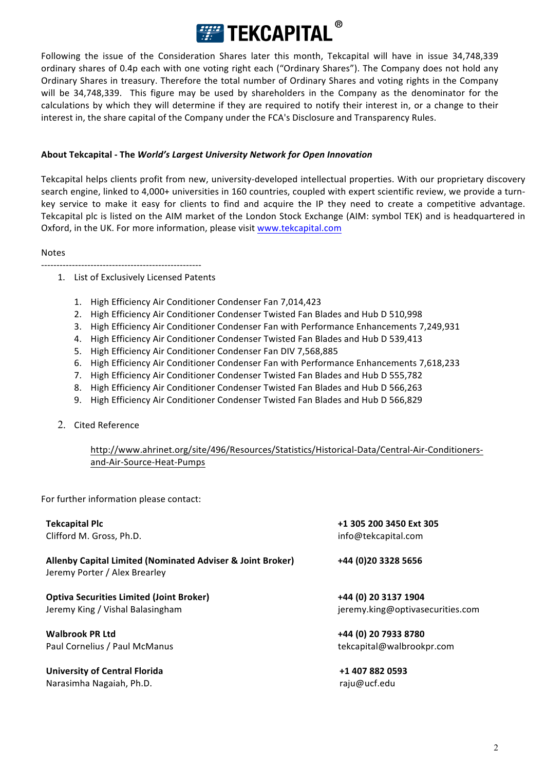Following the issue of the Consideration Shares later this month, Tekcapital will have in issue 34,748,339 ordinary shares of 0.4p each with one voting right each ("Ordinary Shares"). The Company does not hold any Ordinary Shares in treasury. Therefore the total number of Ordinary Shares and voting rights in the Company will be 34,748,339. This figure may be used by shareholders in the Company as the denominator for the calculations by which they will determine if they are required to notify their interest in, or a change to their interest in, the share capital of the Company under the FCA's Disclosure and Transparency Rules.

**About Tekcapital - The *World's Largest University Network for Open Innovation***

Tekcapital helps clients profit from new, university-developed intellectual properties. With our proprietary discovery search engine, linked to 4,000+ universities in 160 countries, coupled with expert scientific review, we provide a turn-key service to make it easy for clients to find and acquire the IP they need to create a competitive advantage. Tekcapital plc is listed on the AIM market of the London Stock Exchange (AIM: symbol TEK) and is headquartered in Oxford, in the UK. For more information, please visit www.tekcapital.com

Notes

----------------------------------------------------

1. List of Exclusively Licensed Patents

    1. High Efficiency Air Conditioner Condenser Fan 7,014,423
    2. High Efficiency Air Conditioner Condenser Twisted Fan Blades and Hub D 510,998
    3. High Efficiency Air Conditioner Condenser Fan with Performance Enhancements 7,249,931
    4. High Efficiency Air Conditioner Condenser Twisted Fan Blades and Hub D 539,413
    5. High Efficiency Air Conditioner Condenser Fan DIV 7,568,885
    6. High Efficiency Air Conditioner Condenser Fan with Performance Enhancements 7,618,233
    7. High Efficiency Air Conditioner Condenser Twisted Fan Blades and Hub D 555,782
    8. High Efficiency Air Conditioner Condenser Twisted Fan Blades and Hub D 566,263
    9. High Efficiency Air Conditioner Condenser Twisted Fan Blades and Hub D 566,829

2. Cited Reference

    http://www.ahrinet.org/site/496/Resources/Statistics/Historical-Data/Central-Air-Conditioners-and-Air-Source-Heat-Pumps

For further information please contact:

**Tekcapital Plc** — **+1 305 200 3450 Ext 305**
Clifford M. Gross, Ph.D. — info@tekcapital.com

**Allenby Capital Limited (Nominated Adviser & Joint Broker)** — **+44 (0)20 3328 5656**
Jeremy Porter / Alex Brearley

**Optiva Securities Limited (Joint Broker)** — **+44 (0) 20 3137 1904**
Jeremy King / Vishal Balasingham — jeremy.king@optivasecurities.com

**Walbrook PR Ltd** — **+44 (0) 20 7933 8780**
Paul Cornelius / Paul McManus — tekcapital@walbrookpr.com

**University of Central Florida** — **+1 407 882 0593**
Narasimha Nagaiah, Ph.D. — raju@ucf.edu